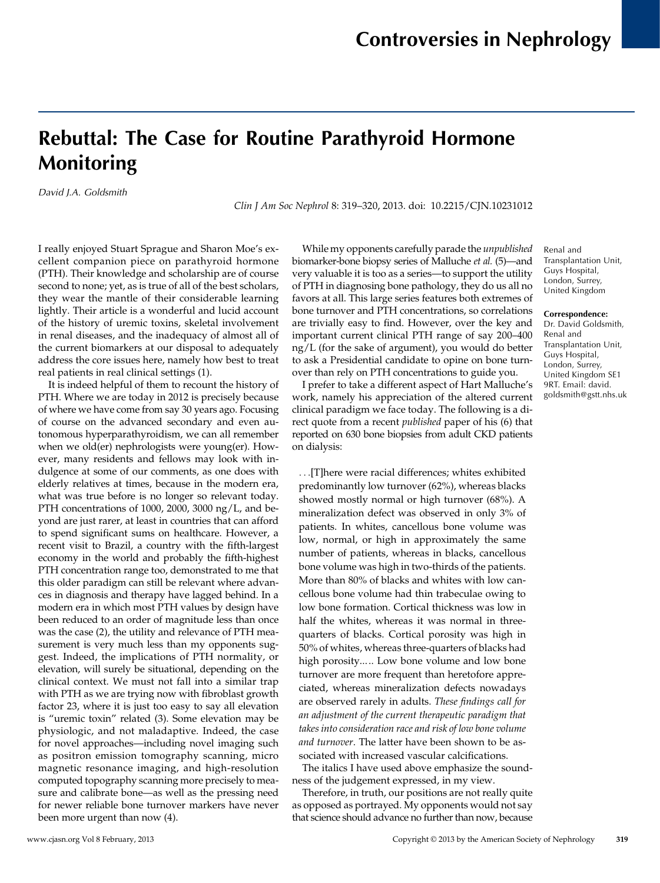# Rebuttal: The Case for Routine Parathyroid Hormone Monitoring

*David J.A. Goldsmith*

Renal and Transplantation Unit, Guys Hospital, London, Surrey, United Kingdom

**Correspondence:** Dr. David Goldsmith, Renal and Transplantation Unit, Guys Hospital, London, Surrey, United Kingdom SE1 9RT. Email: david.goldsmith@gstt.nhs.uk

I really enjoyed Stuart Sprague and Sharon Moe's excellent companion piece on parathyroid hormone (PTH). Their knowledge and scholarship are of course second to none; yet, as is true of all of the best scholars, they wear the mantle of their considerable learning lightly. Their article is a wonderful and lucid account of the history of uremic toxins, skeletal involvement in renal diseases, and the inadequacy of almost all of the current biomarkers at our disposal to adequately address the core issues here, namely how best to treat real patients in real clinical settings (1).

It is indeed helpful of them to recount the history of PTH. Where we are today in 2012 is precisely because of where we have come from say 30 years ago. Focusing of course on the advanced secondary and even autonomous hyperparathyroidism, we can all remember when we old(er) nephrologists were young(er). However, many residents and fellows may look with indulgence at some of our comments, as one does with elderly relatives at times, because in the modern era, what was true before is no longer so relevant today. PTH concentrations of 1000, 2000, 3000 ng/L, and beyond are just rarer, at least in countries that can afford to spend significant sums on healthcare. However, a recent visit to Brazil, a country with the fifth-largest economy in the world and probably the fifth-highest PTH concentration range too, demonstrated to me that this older paradigm can still be relevant where advances in diagnosis and therapy have lagged behind. In a modern era in which most PTH values by design have been reduced to an order of magnitude less than once was the case (2), the utility and relevance of PTH measurement is very much less than my opponents suggest. Indeed, the implications of PTH normality, or elevation, will surely be situational, depending on the clinical context. We must not fall into a similar trap with PTH as we are trying now with fibroblast growth factor 23, where it is just too easy to say all elevation is "uremic toxin" related (3). Some elevation may be physiologic, and not maladaptive. Indeed, the case for novel approaches—including novel imaging such as positron emission tomography scanning, micro magnetic resonance imaging, and high-resolution computed topography scanning more precisely to measure and calibrate bone—as well as the pressing need for newer reliable bone turnover markers have never been more urgent than now (4).

While my opponents carefully parade the *unpublished* biomarker-bone biopsy series of Malluche *et al.* (5)—and very valuable it is too as a series—to support the utility of PTH in diagnosing bone pathology, they do us all no favors at all. This large series features both extremes of bone turnover and PTH concentrations, so correlations are trivially easy to find. However, over the key and important current clinical PTH range of say 200–400 ng/L (for the sake of argument), you would do better to ask a Presidential candidate to opine on bone turnover than rely on PTH concentrations to guide you.

I prefer to take a different aspect of Hart Malluche's work, namely his appreciation of the altered current clinical paradigm we face today. The following is a direct quote from a recent *published* paper of his (6) that reported on 630 bone biopsies from adult CKD patients on dialysis:

> ...[T]here were racial differences; whites exhibited predominantly low turnover (62%), whereas blacks showed mostly normal or high turnover (68%). A mineralization defect was observed in only 3% of patients. In whites, cancellous bone volume was low, normal, or high in approximately the same number of patients, whereas in blacks, cancellous bone volume was high in two-thirds of the patients. More than 80% of blacks and whites with low cancellous bone volume had thin trabeculae owing to low bone formation. Cortical thickness was low in half the whites, whereas it was normal in three-quarters of blacks. Cortical porosity was high in 50% of whites, whereas three-quarters of blacks had high porosity..... Low bone volume and low bone turnover are more frequent than heretofore appreciated, whereas mineralization defects nowadays are observed rarely in adults. *These findings call for an adjustment of the current therapeutic paradigm that takes into consideration race and risk of low bone volume and turnover*. The latter have been shown to be associated with increased vascular calcifications.

The italics I have used above emphasize the soundness of the judgement expressed, in my view.

Therefore, in truth, our positions are not really quite as opposed as portrayed. My opponents would not say that science should advance no further than now, because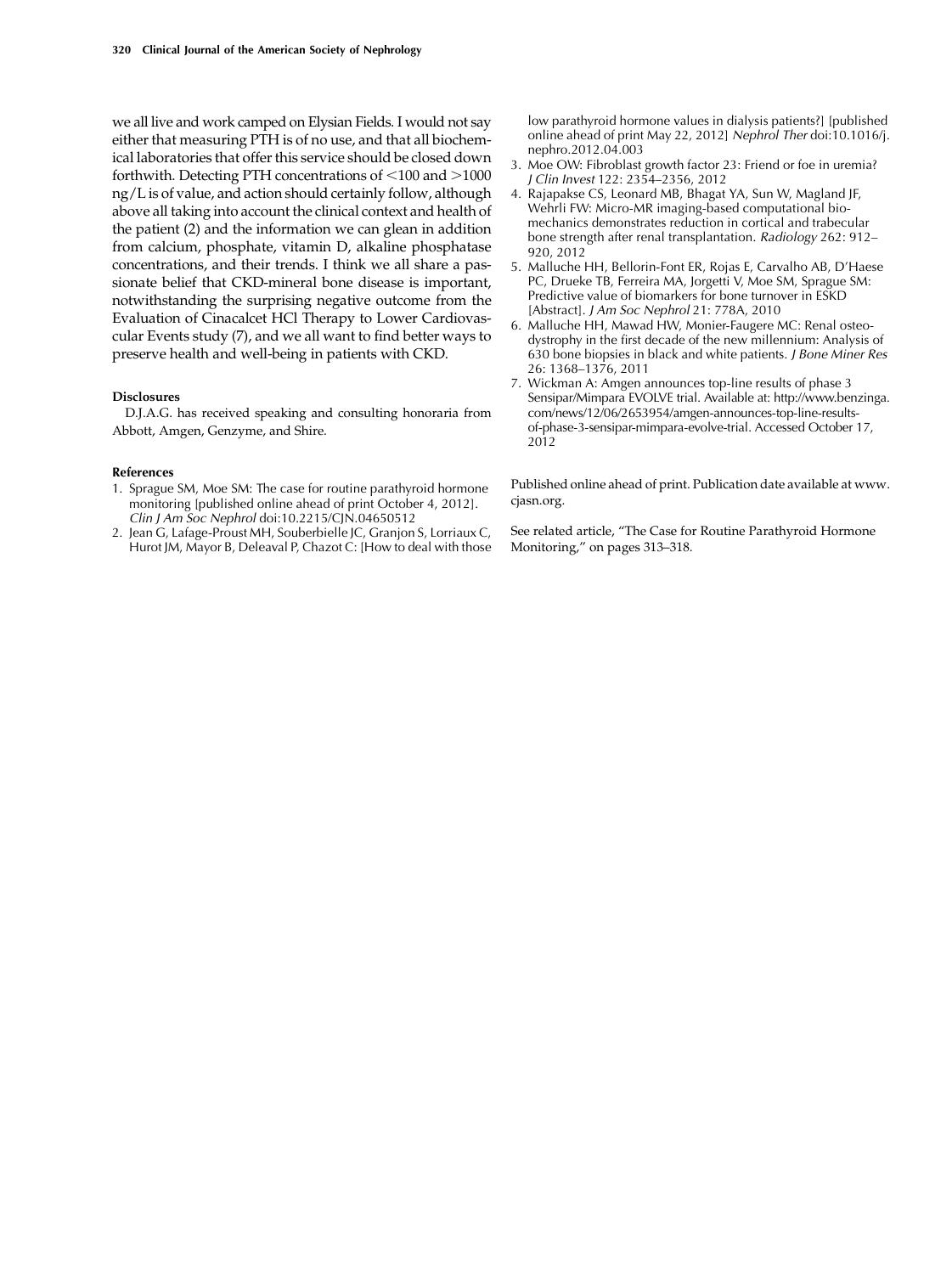we all live and work camped on Elysian Fields. I would not say either that measuring PTH is of no use, and that all biochemical laboratories that offer this service should be closed down forthwith. Detecting PTH concentrations of <100 and >1000 ng/L is of value, and action should certainly follow, although above all taking into account the clinical context and health of the patient (2) and the information we can glean in addition from calcium, phosphate, vitamin D, alkaline phosphatase concentrations, and their trends. I think we all share a passionate belief that CKD-mineral bone disease is important, notwithstanding the surprising negative outcome from the Evaluation of Cinacalcet HCl Therapy to Lower Cardiovascular Events study (7), and we all want to find better ways to preserve health and well-being in patients with CKD.

**Disclosures**

D.J.A.G. has received speaking and consulting honoraria from Abbott, Amgen, Genzyme, and Shire.

**References**

1. Sprague SM, Moe SM: The case for routine parathyroid hormone monitoring [published online ahead of print October 4, 2012]. *Clin J Am Soc Nephrol* doi:10.2215/CJN.04650512
2. Jean G, Lafage-Proust MH, Souberbielle JC, Granjon S, Lorriaux C, Hurot JM, Mayor B, Deleaval P, Chazot C: [How to deal with those low parathyroid hormone values in dialysis patients?] [published online ahead of print May 22, 2012] *Nephrol Ther* doi:10.1016/j.nephro.2012.04.003
3. Moe OW: Fibroblast growth factor 23: Friend or foe in uremia? *J Clin Invest* 122: 2354–2356, 2012
4. Rajapakse CS, Leonard MB, Bhagat YA, Sun W, Magland JF, Wehrli FW: Micro-MR imaging-based computational biomechanics demonstrates reduction in cortical and trabecular bone strength after renal transplantation. *Radiology* 262: 912–920, 2012
5. Malluche HH, Bellorin-Font ER, Rojas E, Carvalho AB, D'Haese PC, Drueke TB, Ferreira MA, Jorgetti V, Moe SM, Sprague SM: Predictive value of biomarkers for bone turnover in ESKD [Abstract]. *J Am Soc Nephrol* 21: 778A, 2010
6. Malluche HH, Mawad HW, Monier-Faugere MC: Renal osteodystrophy in the first decade of the new millennium: Analysis of 630 bone biopsies in black and white patients. *J Bone Miner Res* 26: 1368–1376, 2011
7. Wickman A: Amgen announces top-line results of phase 3 Sensipar/Mimpara EVOLVE trial. Available at: http://www.benzinga.com/news/12/06/2653954/amgen-announces-top-line-results-of-phase-3-sensipar-mimpara-evolve-trial. Accessed October 17, 2012

Published online ahead of print. Publication date available at www.cjasn.org.

See related article, "The Case for Routine Parathyroid Hormone Monitoring," on pages 313–318.